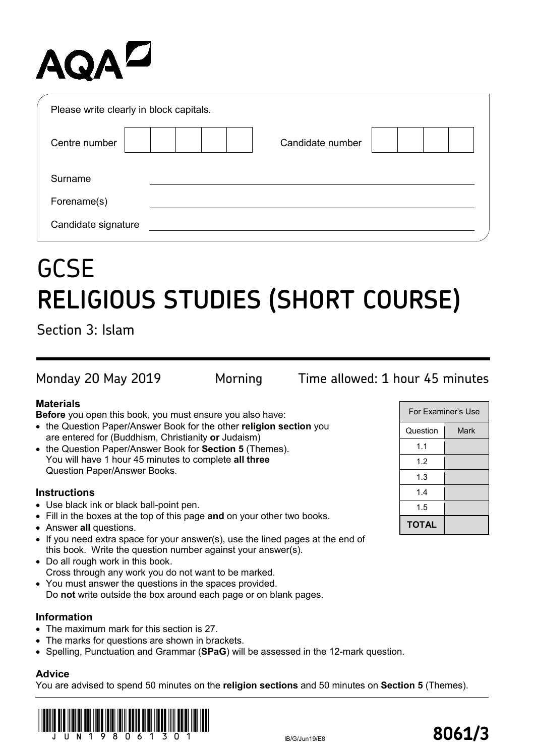AQA

Please write clearly in block capitals.

| Centre number | | Candidate number | |
|---|---|---|---|

Surname

Forename(s)

Candidate signature

# GCSE
# RELIGIOUS STUDIES (SHORT COURSE)

Section 3: Islam

Monday 20 May 2019 Morning Time allowed: 1 hour 45 minutes

### Materials

**Before** you open this book, you must ensure you also have:

- the Question Paper/Answer Book for the other **religion section** you are entered for (Buddhism, Christianity **or** Judaism)
- the Question Paper/Answer Book for **Section 5** (Themes). You will have 1 hour 45 minutes to complete **all three** Question Paper/Answer Books.

### Instructions

- Use black ink or black ball-point pen.
- Fill in the boxes at the top of this page **and** on your other two books.
- Answer **all** questions.
- If you need extra space for your answer(s), use the lined pages at the end of this book. Write the question number against your answer(s).
- Do all rough work in this book. Cross through any work you do not want to be marked.
- You must answer the questions in the spaces provided. Do **not** write outside the box around each page or on blank pages.

### Information

- The maximum mark for this section is 27.
- The marks for questions are shown in brackets.
- Spelling, Punctuation and Grammar (**SPaG**) will be assessed in the 12-mark question.

### Advice

You are advised to spend 50 minutes on the **religion sections** and 50 minutes on **Section 5** (Themes).

| For Examiner's Use | |
|---|---|
| Question | Mark |
| 1.1 | |
| 1.2 | |
| 1.3 | |
| 1.4 | |
| 1.5 | |
| **TOTAL** | |

IB/G/Jun19/E8

**8061/3**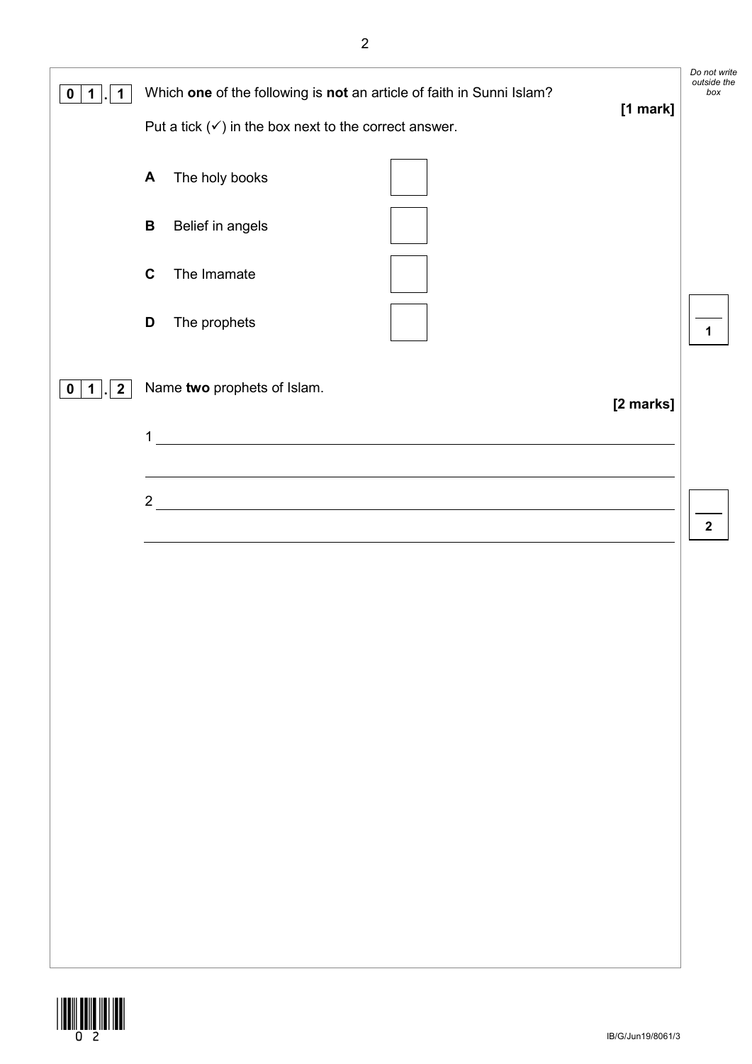**0 1 . 1** Which **one** of the following is **not** an article of faith in Sunni Islam?

**[1 mark]**

Put a tick (✓) in the box next to the correct answer.

**A** The holy books ☐

**B** Belief in angels ☐

**C** The Imamate ☐

**D** The prophets ☐

**0 1 . 2** Name **two** prophets of Islam.

**[2 marks]**

1 ______________________________________________

______________________________________________

2 ______________________________________________

______________________________________________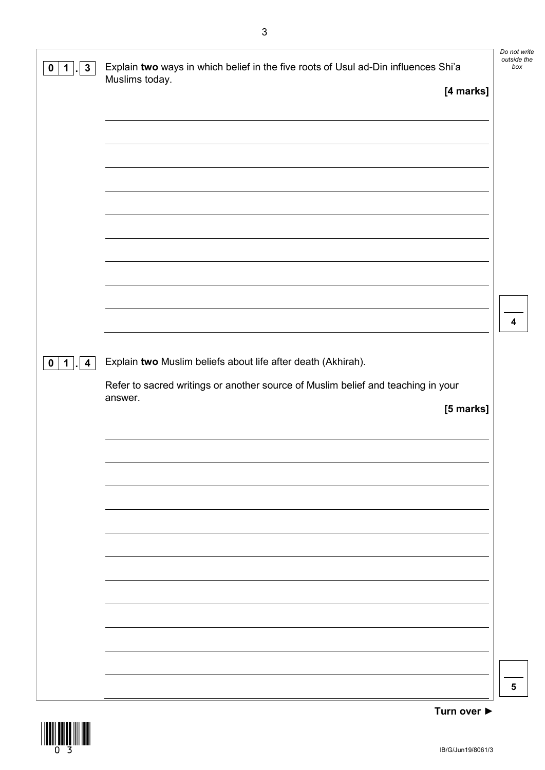**0 1 . 3** Explain **two** ways in which belief in the five roots of Usul ad-Din influences Shi'a Muslims today.

**[4 marks]**

**0 1 . 4** Explain **two** Muslim beliefs about life after death (Akhirah).

Refer to sacred writings or another source of Muslim belief and teaching in your answer.

**[5 marks]**

**Turn over ►**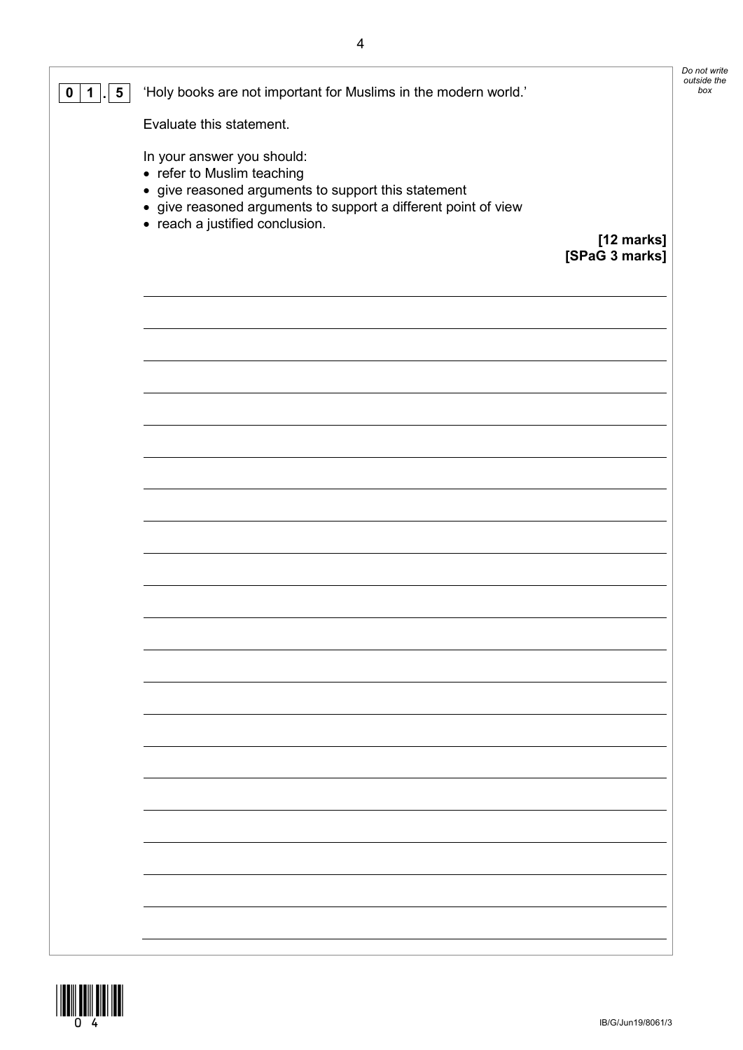**0 1 . 5** 'Holy books are not important for Muslims in the modern world.'

Evaluate this statement.

In your answer you should:

- refer to Muslim teaching
- give reasoned arguments to support this statement
- give reasoned arguments to support a different point of view
- reach a justified conclusion.

**[12 marks]**
**[SPaG 3 marks]**

*Do not write outside the box*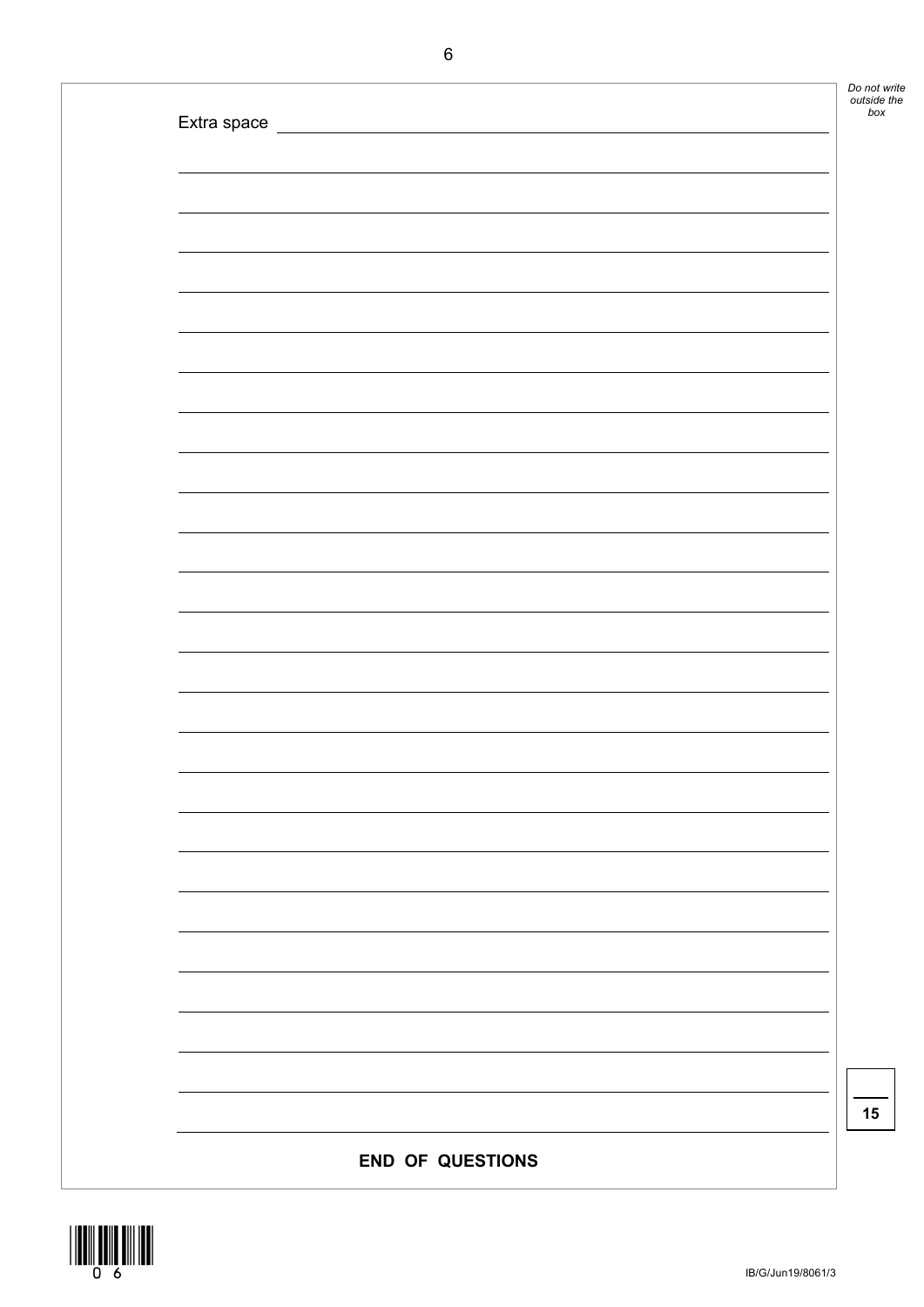Extra space

**END OF QUESTIONS**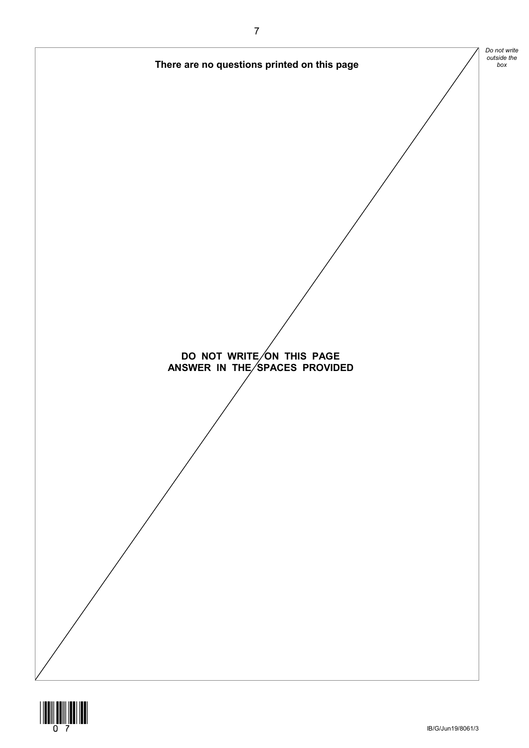**There are no questions printed on this page**

**DO NOT WRITE ON THIS PAGE**
**ANSWER IN THE SPACES PROVIDED**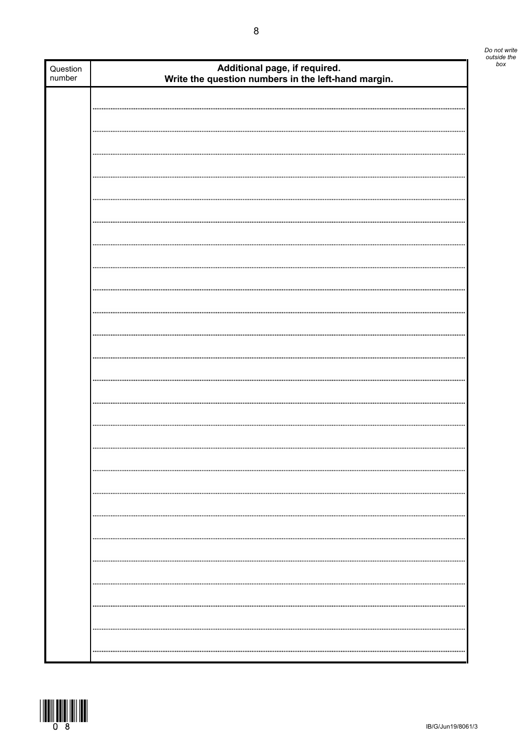| Question number | **Additional page, if required. Write the question numbers in the left-hand margin.** |
| --- | --- |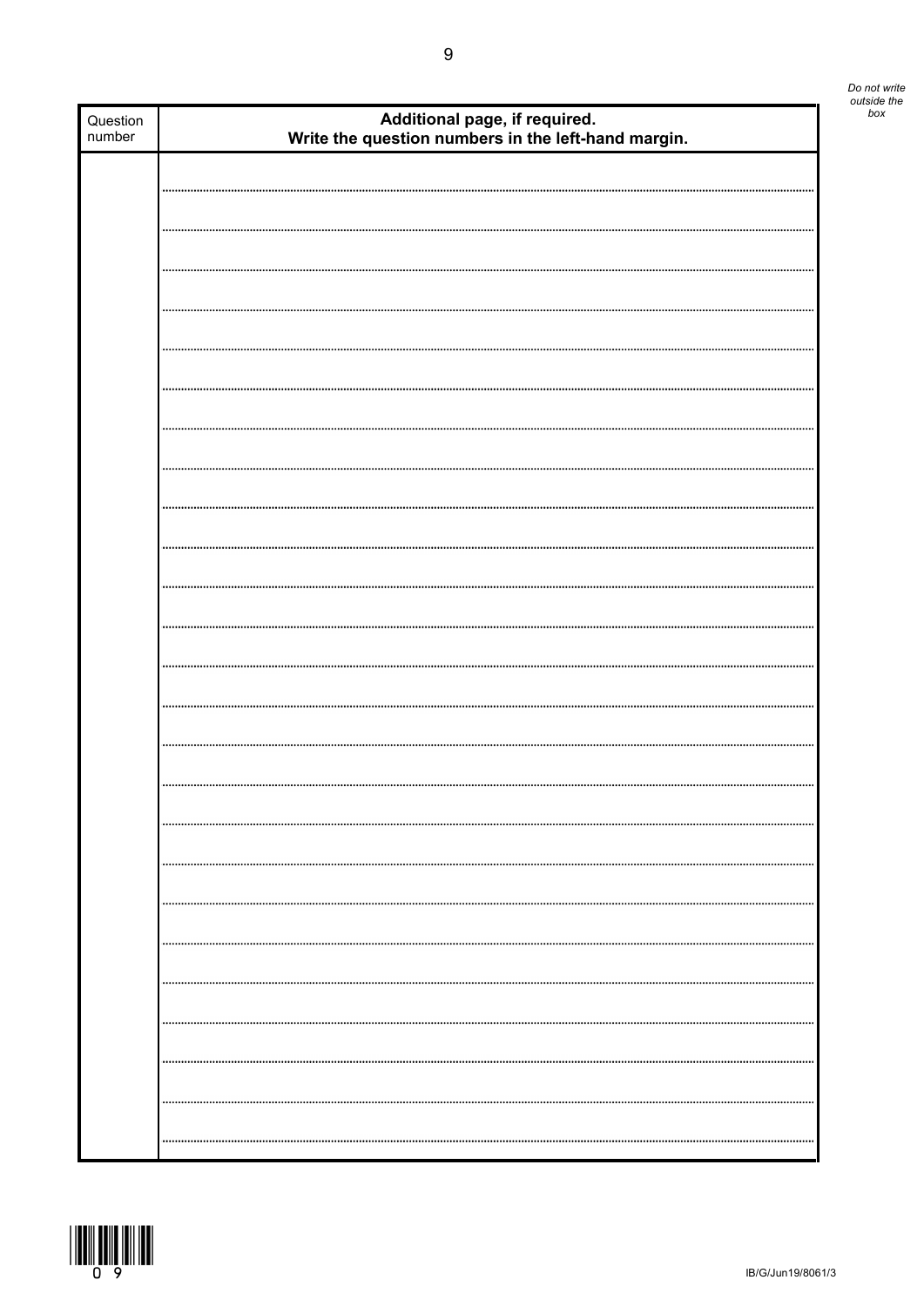| Question number | Additional page, if required. Write the question numbers in the left-hand margin. |
| --- | --- |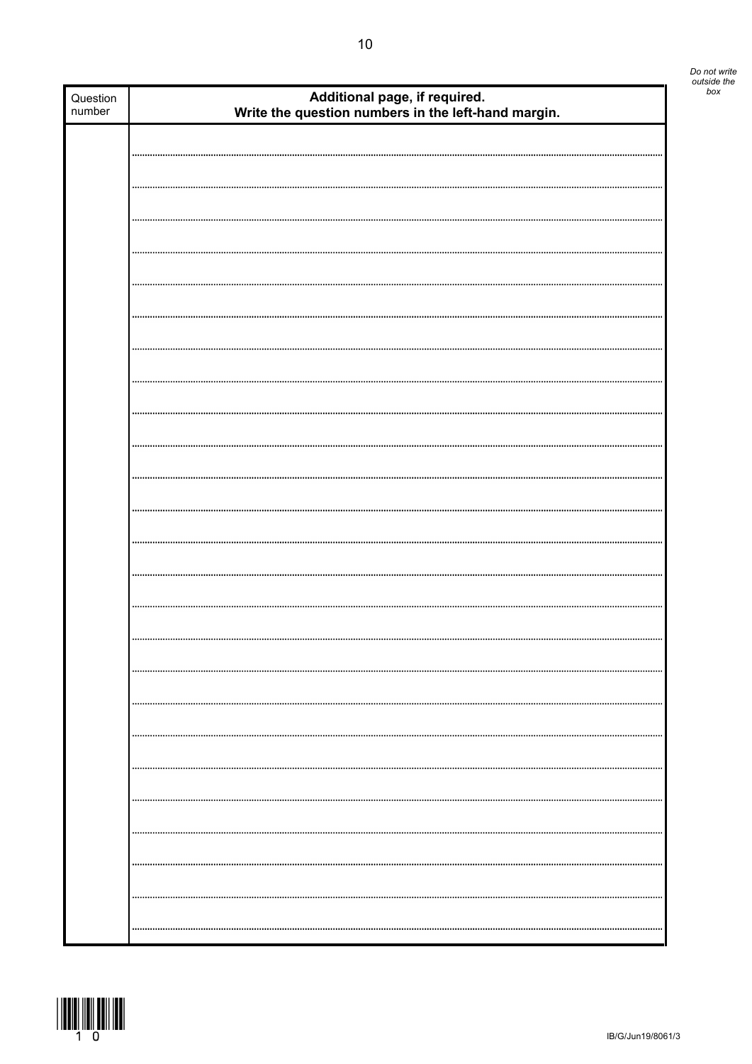| Question number | Additional page, if required. Write the question numbers in the left-hand margin. |
| --- | --- |
| | |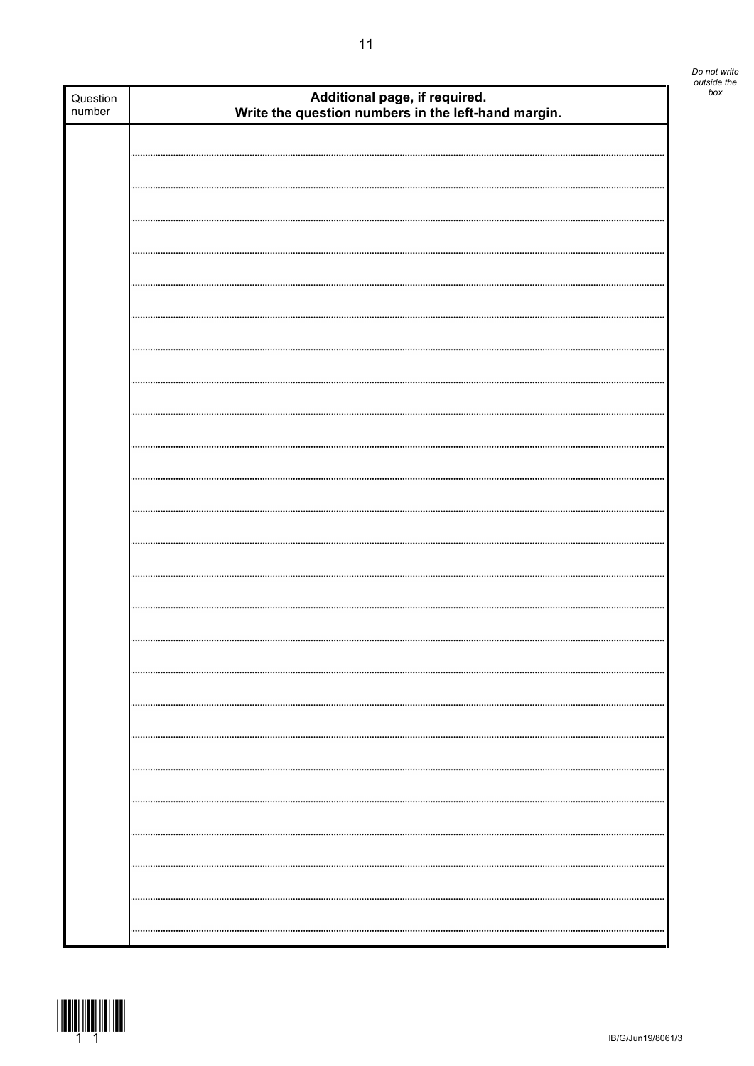*Do not write outside the box*

| Question number | **Additional page, if required. Write the question numbers in the left-hand margin.** |
|---|---|
| | |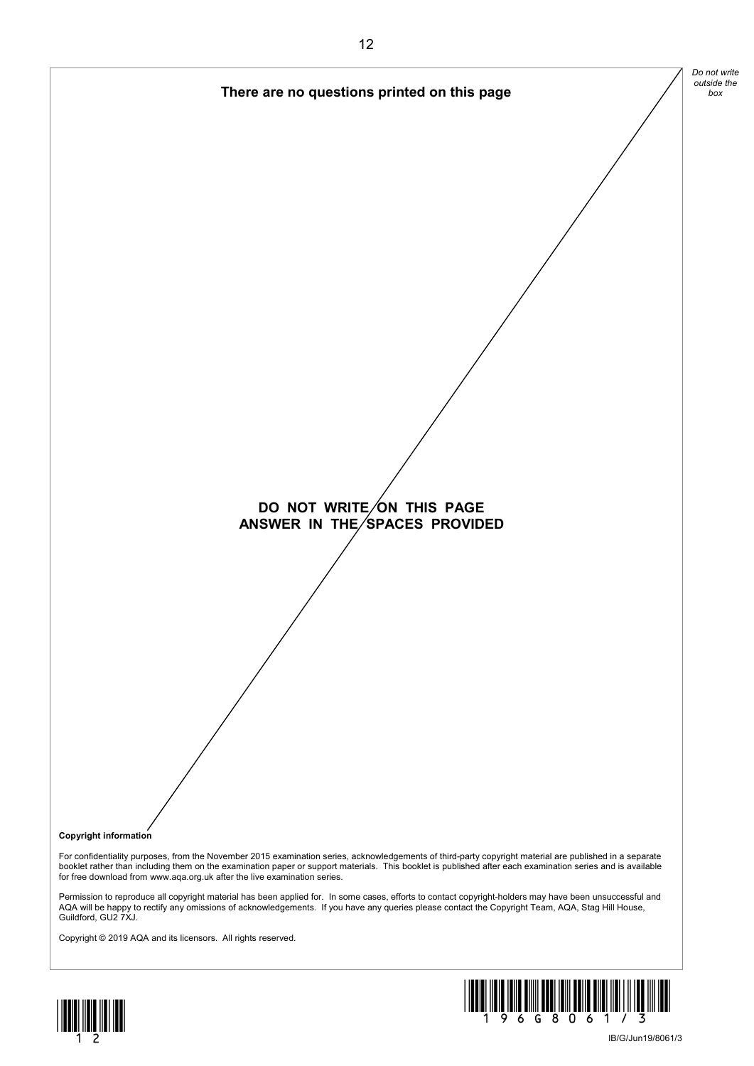**There are no questions printed on this page**

**DO NOT WRITE ON THIS PAGE**
**ANSWER IN THE SPACES PROVIDED**

**Copyright information**

For confidentiality purposes, from the November 2015 examination series, acknowledgements of third-party copyright material are published in a separate booklet rather than including them on the examination paper or support materials. This booklet is published after each examination series and is available for free download from www.aqa.org.uk after the live examination series.

Permission to reproduce all copyright material has been applied for. In some cases, efforts to contact copyright-holders may have been unsuccessful and AQA will be happy to rectify any omissions of acknowledgements. If you have any queries please contact the Copyright Team, AQA, Stag Hill House, Guildford, GU2 7XJ.

Copyright © 2019 AQA and its licensors. All rights reserved.